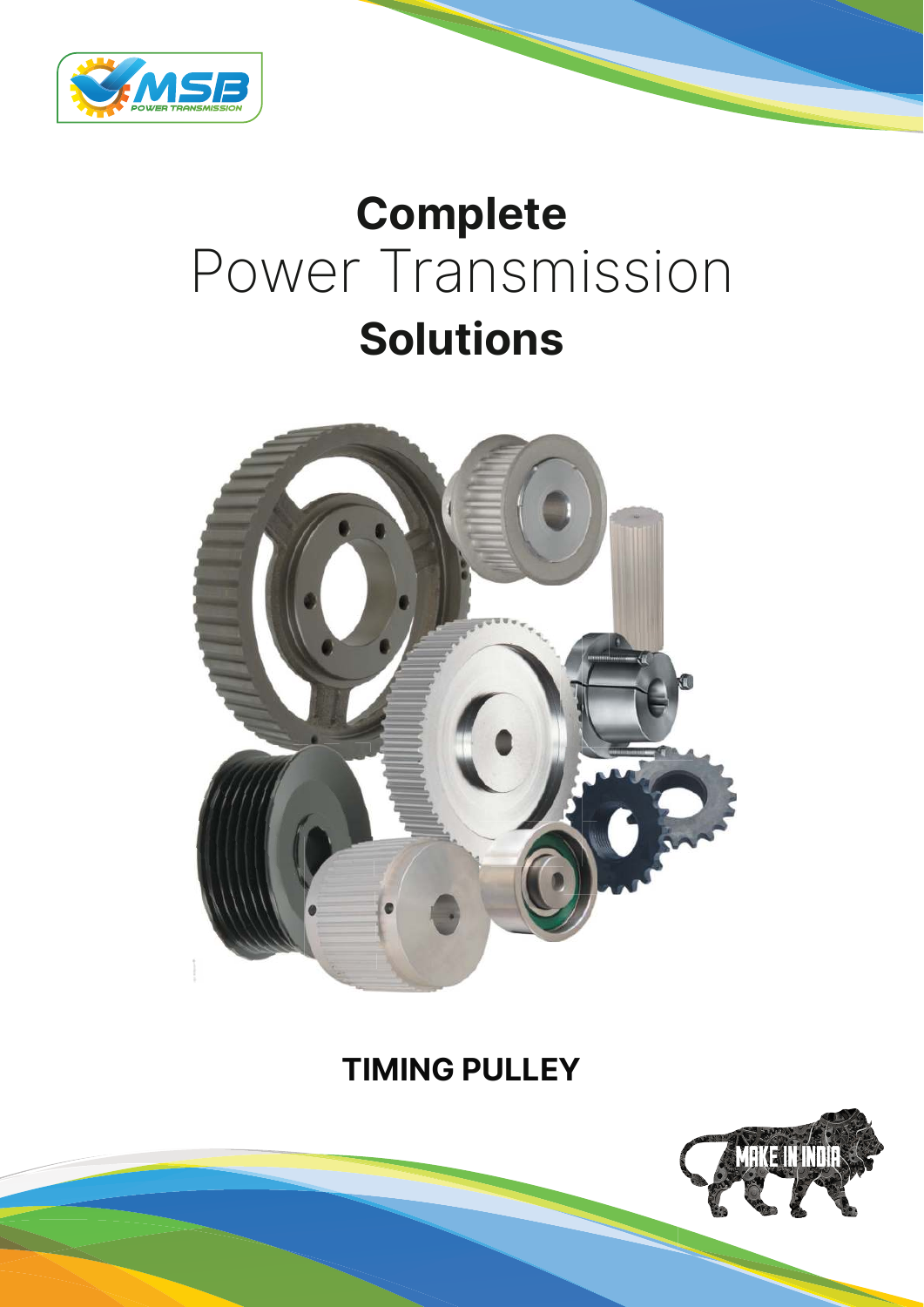# Complete Power Transmission Solutions

## TIMING PULLEY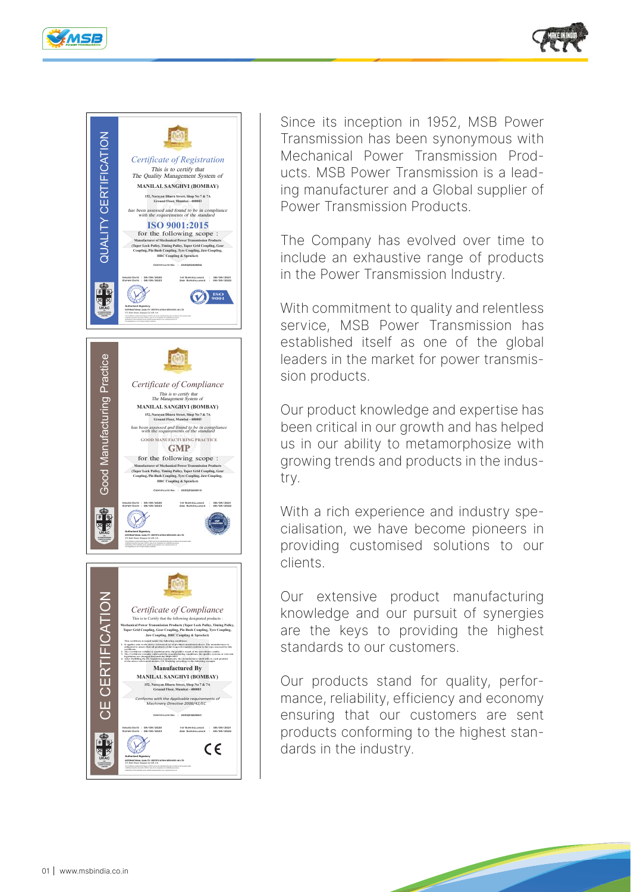## QUALITY CERTIFICATION

*Certificate of Registration*

*This is to certify that*
*The Quality Management System of*

**MANILAL SANGHVI (BOMBAY)**

152, Narayan Dhuru Street, Shop No 7 & 7A
Ground Floor, Mumbai - 400003

*has been assessed and found to be in compliance with the requirements of the standard*

**ISO 9001:2015**

for the following scope :

Manufacturer of Mechanical Power Transmission Products (Taper Lock Pulley, Timing Pulley, Taper Grid Coupling, Gear Coupling, Pin Bush Coupling, Tyre Coupling, Jaw Coupling, HRC Coupling & Sprocket)

Certificate No. : 20Q2Q6280Q

Issued Date : 08/09/2020 | 1st Surveillance : 08/09/2021
Expiry Date : 08/09/2023 | 2nd Surveillance : 08/09/2022

Authorised Signatory
INTERNATIONAL QUALITY CERTIFICATION SERVICES UK LTD

## Good Manufacturing Practice

*Certificate of Compliance*

*This is to certify that*
*The Management System of*

**MANILAL SANGHVI (BOMBAY)**

152, Narayan Dhuru Street, Shop No 7 & 7A
Ground Floor, Mumbai - 400003

*has been assessed and found to be in compliance with the requirements of the standard*

GOOD MANUFACTURING PRACTICE

**GMP**

for the following scope :

Manufacturer of Mechanical Power Transmission Products (Taper Lock Pulley, Timing Pulley, Taper Grid Coupling, Gear Coupling, Pin Bush Coupling, Tyre Coupling, Jaw Coupling, HRC Coupling & Sprocket)

Certificate No. : 20Q2Q6281G

Issued Date : 08/09/2020 | 1st Surveillance : 08/09/2021
Expiry Date : 08/09/2023 | 2nd Surveillance : 08/09/2022

Authorised Signatory
INTERNATIONAL QUALITY CERTIFICATION SERVICES UK LTD

## CE CERTIFICATION

*Certificate of Compliance*

This is to Certify that the following designated products :

Mechanical Power Transmission Products (Taper Lock Pulley, Timing Pulley, Taper Grid Coupling, Gear Coupling, Pin Bush Coupling, Tyre Coupling, Jaw Coupling, HRC Coupling & Sprocket)

**Manufactured By**

**MANILAL SANGHVI (BOMBAY)**

152, Narayan Dhuru Street, Shop No 7 & 7A
Ground Floor, Mumbai - 400003

*Conforms with the Applicable requirements of Machinery Directive 2006/42/EC*

Certificate No. : 20Q2Q6282C

Issued Date : 08/09/2020 | 1st Surveillance : 08/09/2021
Expiry Date : 08/09/2023 | 2nd Surveillance : 08/09/2022

Authorised Signatory
INTERNATIONAL QUALITY CERTIFICATION SERVICES UK LTD

---

Since its inception in 1952, MSB Power Transmission has been synonymous with Mechanical Power Transmission Products. MSB Power Transmission is a leading manufacturer and a Global supplier of Power Transmission Products.

The Company has evolved over time to include an exhaustive range of products in the Power Transmission Industry.

With commitment to quality and relentless service, MSB Power Transmission has established itself as one of the global leaders in the market for power transmission products.

Our product knowledge and expertise has been critical in our growth and has helped us in our ability to metamorphosize with growing trends and products in the industry.

With a rich experience and industry specialisation, we have become pioneers in providing customised solutions to our clients.

Our extensive product manufacturing knowledge and our pursuit of synergies are the keys to providing the highest standards to our customers.

Our products stand for quality, performance, reliability, efficiency and economy ensuring that our customers are sent products conforming to the highest standards in the industry.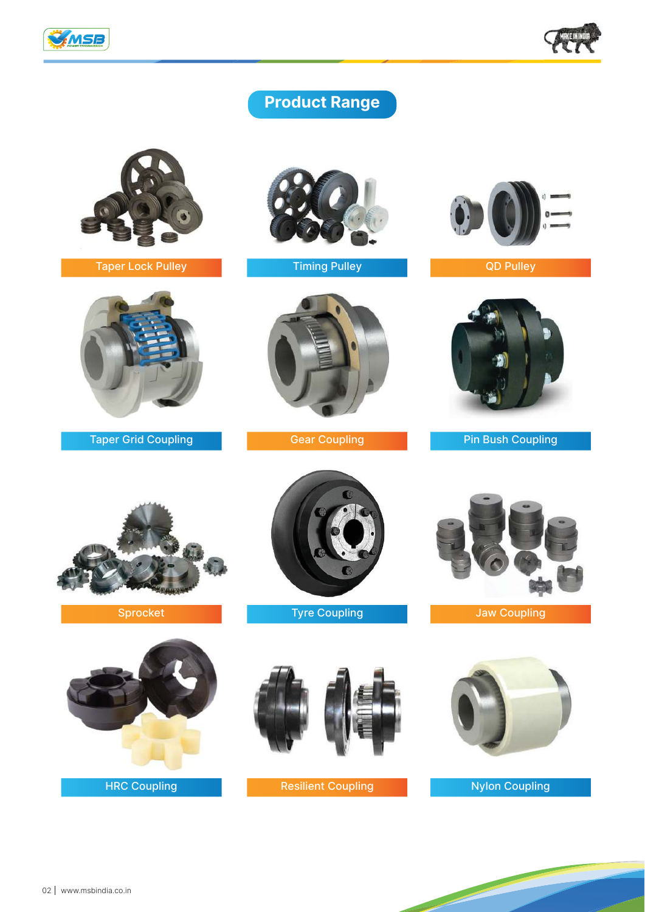# Product Range

Taper Lock Pulley

Timing Pulley

QD Pulley

Taper Grid Coupling

Gear Coupling

Pin Bush Coupling

Sprocket

Tyre Coupling

Jaw Coupling

HRC Coupling

Resilient Coupling

Nylon Coupling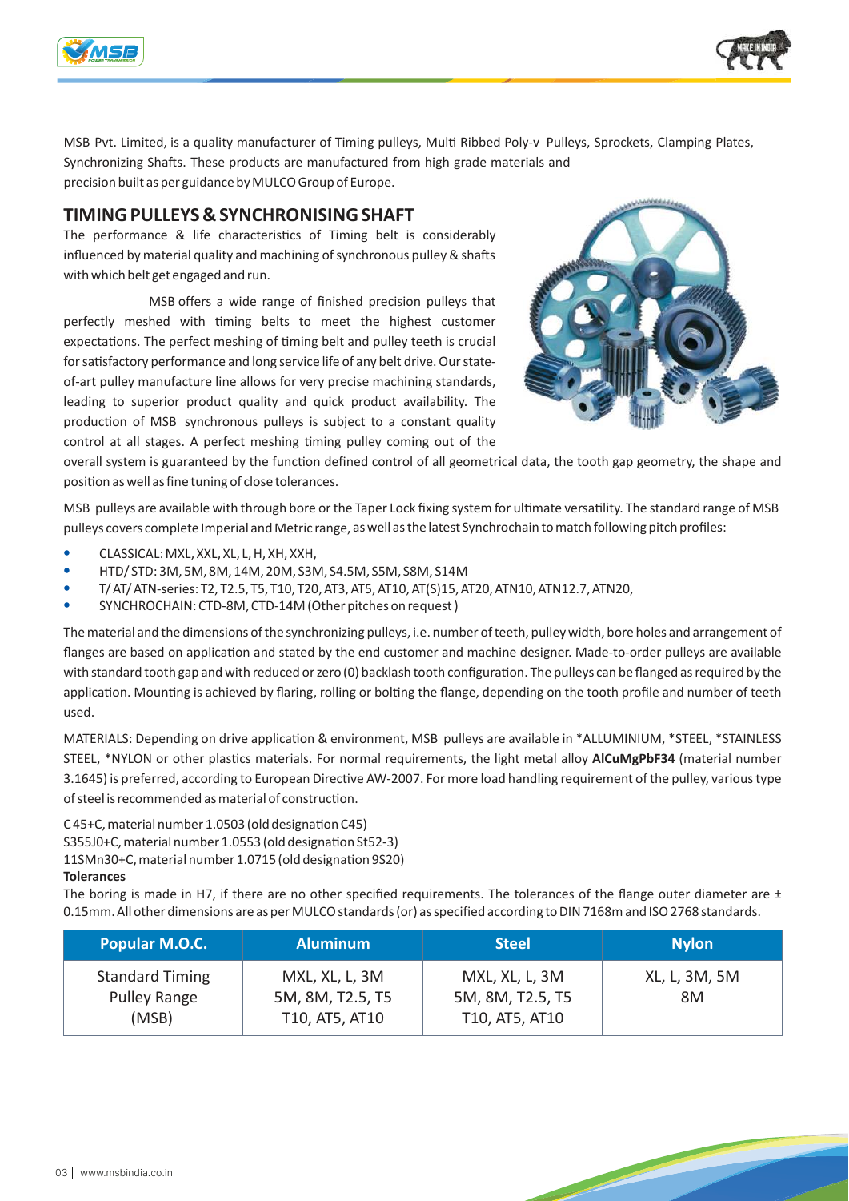MSB Pvt. Limited, is a quality manufacturer of Timing pulleys, Multi Ribbed Poly-v Pulleys, Sprockets, Clamping Plates, Synchronizing Shafts. These products are manufactured from high grade materials and precision built as per guidance by MULCO Group of Europe.

## TIMING PULLEYS & SYNCHRONISING SHAFT

The performance & life characteristics of Timing belt is considerably influenced by material quality and machining of synchronous pulley & shafts with which belt get engaged and run.

MSB offers a wide range of finished precision pulleys that perfectly meshed with timing belts to meet the highest customer expectations. The perfect meshing of timing belt and pulley teeth is crucial for satisfactory performance and long service life of any belt drive. Our state-of-art pulley manufacture line allows for very precise machining standards, leading to superior product quality and quick product availability. The production of MSB synchronous pulleys is subject to a constant quality control at all stages. A perfect meshing timing pulley coming out of the overall system is guaranteed by the function defined control of all geometrical data, the tooth gap geometry, the shape and position as well as fine tuning of close tolerances.

MSB pulleys are available with through bore or the Taper Lock fixing system for ultimate versatility. The standard range of MSB pulleys covers complete Imperial and Metric range, as well as the latest Synchrochain to match following pitch profiles:

- CLASSICAL: MXL, XXL, XL, L, H, XH, XXH,
- HTD/ STD: 3M, 5M, 8M, 14M, 20M, S3M, S4.5M, S5M, S8M, S14M
- T/ AT/ ATN-series: T2, T2.5, T5, T10, T20, AT3, AT5, AT10, AT(S)15, AT20, ATN10, ATN12.7, ATN20,
- SYNCHROCHAIN: CTD-8M, CTD-14M (Other pitches on request )

The material and the dimensions of the synchronizing pulleys, i.e. number of teeth, pulley width, bore holes and arrangement of flanges are based on application and stated by the end customer and machine designer. Made-to-order pulleys are available with standard tooth gap and with reduced or zero (0) backlash tooth configuration. The pulleys can be flanged as required by the application. Mounting is achieved by flaring, rolling or bolting the flange, depending on the tooth profile and number of teeth used.

MATERIALS: Depending on drive application & environment, MSB pulleys are available in *ALLUMINIUM, *STEEL, *STAINLESS STEEL, *NYLON or other plastics materials. For normal requirements, the light metal alloy **AlCuMgPbF34** (material number 3.1645) is preferred, according to European Directive AW-2007. For more load handling requirement of the pulley, various type of steel is recommended as material of construction.

C 45+C, material number 1.0503 (old designation C45)
S355J0+C, material number 1.0553 (old designation St52-3)
11SMn30+C, material number 1.0715 (old designation 9S20)

**Tolerances**

The boring is made in H7, if there are no other specified requirements. The tolerances of the flange outer diameter are ± 0.15mm. All other dimensions are as per MULCO standards (or) as specified according to DIN 7168m and ISO 2768 standards.

| Popular M.O.C. | Aluminum | Steel | Nylon |
|---|---|---|---|
| Standard Timing Pulley Range (MSB) | MXL, XL, L, 3M 5M, 8M, T2.5, T5 T10, AT5, AT10 | MXL, XL, L, 3M 5M, 8M, T2.5, T5 T10, AT5, AT10 | XL, L, 3M, 5M 8M |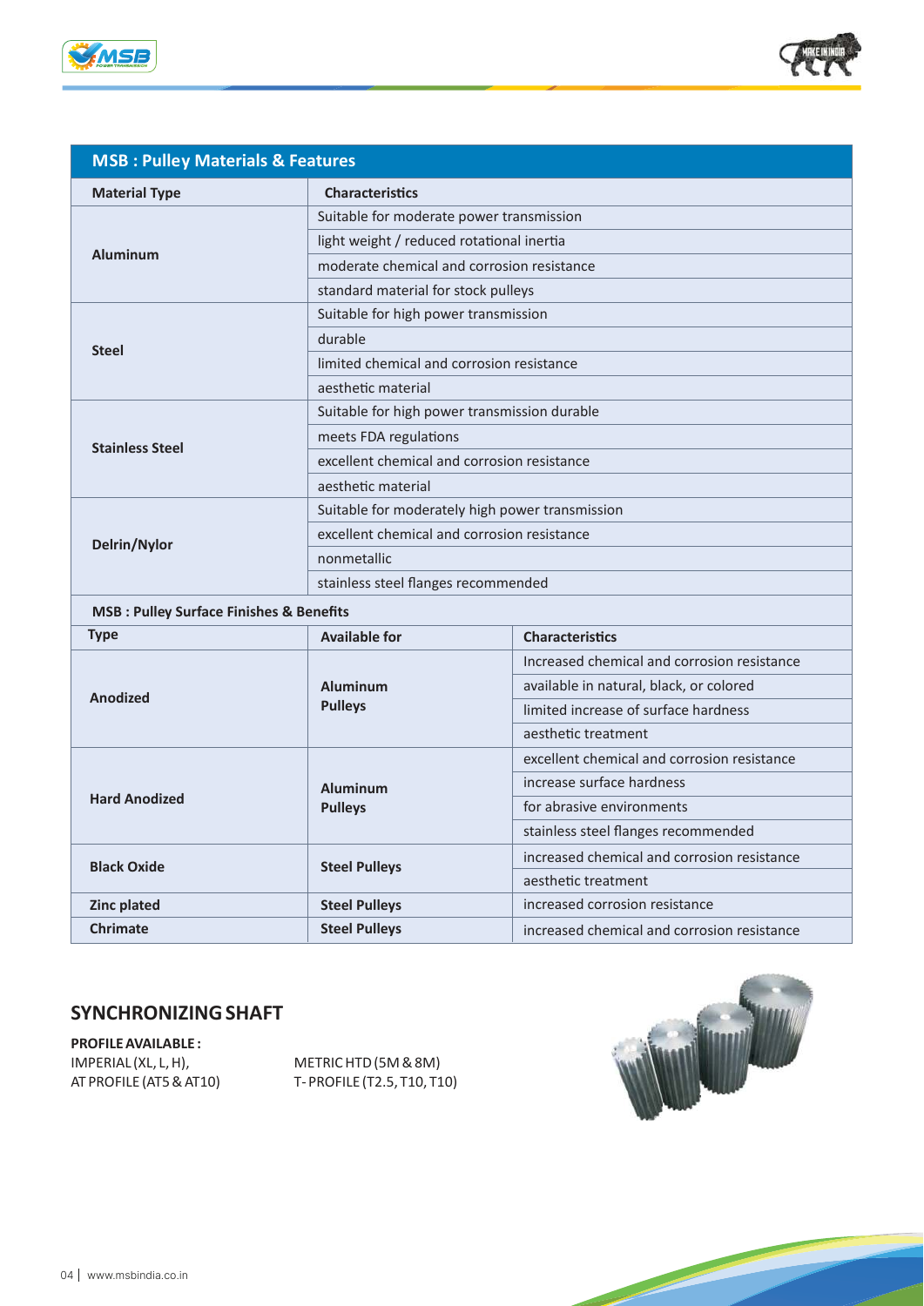## MSB : Pulley Materials & Features

| Material Type | Characteristics |
|---|---|
| Aluminum | Suitable for moderate power transmission |
| | light weight / reduced rotational inertia |
| | moderate chemical and corrosion resistance |
| | standard material for stock pulleys |
| Steel | Suitable for high power transmission |
| | durable |
| | limited chemical and corrosion resistance |
| | aesthetic material |
| Stainless Steel | Suitable for high power transmission durable |
| | meets FDA regulations |
| | excellent chemical and corrosion resistance |
| | aesthetic material |
| Delrin/Nylor | Suitable for moderately high power transmission |
| | excellent chemical and corrosion resistance |
| | nonmetallic |
| | stainless steel flanges recommended |

### MSB : Pulley Surface Finishes & Benefits

| Type | Available for | Characteristics |
|---|---|---|
| Anodized | Aluminum Pulleys | Increased chemical and corrosion resistance |
| | | available in natural, black, or colored |
| | | limited increase of surface hardness |
| | | aesthetic treatment |
| Hard Anodized | Aluminum Pulleys | excellent chemical and corrosion resistance |
| | | increase surface hardness |
| | | for abrasive environments |
| | | stainless steel flanges recommended |
| Black Oxide | Steel Pulleys | increased chemical and corrosion resistance |
| | | aesthetic treatment |
| Zinc plated | Steel Pulleys | increased corrosion resistance |
| Chrimate | Steel Pulleys | increased chemical and corrosion resistance |

## SYNCHRONIZING SHAFT

**PROFILE AVAILABLE :**

IMPERIAL (XL, L, H),
AT PROFILE (AT5 & AT10)

METRIC HTD (5M & 8M)
T- PROFILE (T2.5, T10, T10)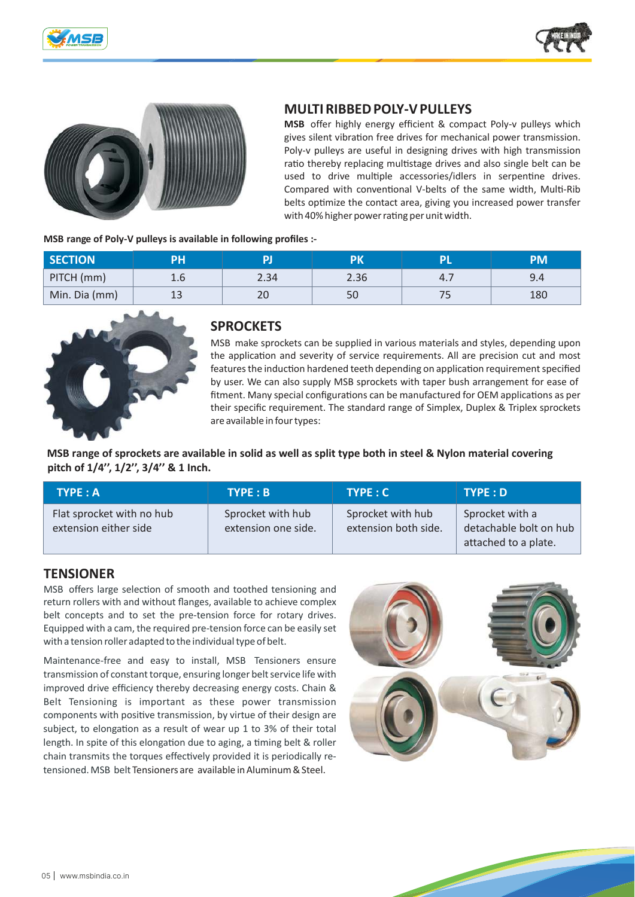## MULTI RIBBED POLY-V PULLEYS

**MSB** offer highly energy efficient & compact Poly-v pulleys which gives silent vibration free drives for mechanical power transmission. Poly-v pulleys are useful in designing drives with high transmission ratio thereby replacing multistage drives and also single belt can be used to drive multiple accessories/idlers in serpentine drives. Compared with conventional V-belts of the same width, Multi-Rib belts optimize the contact area, giving you increased power transfer with 40% higher power rating per unit width.

**MSB range of Poly-V pulleys is available in following profiles :-**

| SECTION | PH | PJ | PK | PL | PM |
|---|---|---|---|---|---|
| PITCH (mm) | 1.6 | 2.34 | 2.36 | 4.7 | 9.4 |
| Min. Dia (mm) | 13 | 20 | 50 | 75 | 180 |

## SPROCKETS

MSB make sprockets can be supplied in various materials and styles, depending upon the application and severity of service requirements. All are precision cut and most features the induction hardened teeth depending on application requirement specified by user. We can also supply MSB sprockets with taper bush arrangement for ease of fitment. Many special configurations can be manufactured for OEM applications as per their specific requirement. The standard range of Simplex, Duplex & Triplex sprockets are available in four types:

**MSB range of sprockets are available in solid as well as split type both in steel & Nylon material covering pitch of 1/4'', 1/2'', 3/4'' & 1 Inch.**

| TYPE : A | TYPE : B | TYPE : C | TYPE : D |
|---|---|---|---|
| Flat sprocket with no hub extension either side | Sprocket with hub extension one side. | Sprocket with hub extension both side. | Sprocket with a detachable bolt on hub attached to a plate. |

## TENSIONER

MSB offers large selection of smooth and toothed tensioning and return rollers with and without flanges, available to achieve complex belt concepts and to set the pre-tension force for rotary drives. Equipped with a cam, the required pre-tension force can be easily set with a tension roller adapted to the individual type of belt.

Maintenance-free and easy to install, MSB Tensioners ensure transmission of constant torque, ensuring longer belt service life with improved drive efficiency thereby decreasing energy costs. Chain & Belt Tensioning is important as these power transmission components with positive transmission, by virtue of their design are subject, to elongation as a result of wear up 1 to 3% of their total length. In spite of this elongation due to aging, a timing belt & roller chain transmits the torques effectively provided it is periodically re-tensioned. MSB belt Tensioners are available in Aluminum & Steel.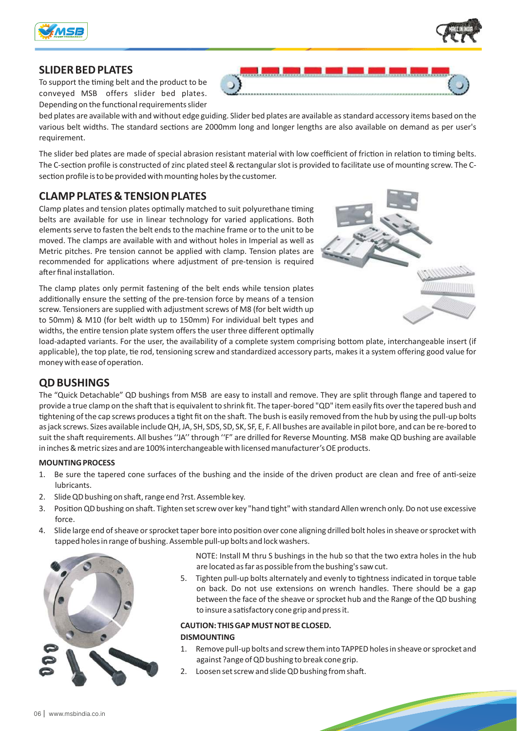## SLIDER BED PLATES

To support the timing belt and the product to be conveyed MSB offers slider bed plates. Depending on the functional requirements slider bed plates are available with and without edge guiding. Slider bed plates are available as standard accessory items based on the various belt widths. The standard sections are 2000mm long and longer lengths are also available on demand as per user's requirement.

The slider bed plates are made of special abrasion resistant material with low coefficient of friction in relation to timing belts. The C-section profile is constructed of zinc plated steel & rectangular slot is provided to facilitate use of mounting screw. The C-section profile is to be provided with mounting holes by the customer.

## CLAMP PLATES & TENSION PLATES

Clamp plates and tension plates optimally matched to suit polyurethane timing belts are available for use in linear technology for varied applications. Both elements serve to fasten the belt ends to the machine frame or to the unit to be moved. The clamps are available with and without holes in Imperial as well as Metric pitches. Pre tension cannot be applied with clamp. Tension plates are recommended for applications where adjustment of pre-tension is required after final installation.

The clamp plates only permit fastening of the belt ends while tension plates additionally ensure the setting of the pre-tension force by means of a tension screw. Tensioners are supplied with adjustment screws of M8 (for belt width up to 50mm) & M10 (for belt width up to 150mm) For individual belt types and widths, the entire tension plate system offers the user three different optimally load-adapted variants. For the user, the availability of a complete system comprising bottom plate, interchangeable insert (if applicable), the top plate, tie rod, tensioning screw and standardized accessory parts, makes it a system offering good value for money with ease of operation.

## QD BUSHINGS

The "Quick Detachable" QD bushings from MSB are easy to install and remove. They are split through flange and tapered to provide a true clamp on the shaft that is equivalent to shrink fit. The taper-bored "QD" item easily fits over the tapered bush and tightening of the cap screws produces a tight fit on the shaft. The bush is easily removed from the hub by using the pull-up bolts as jack screws. Sizes available include QH, JA, SH, SDS, SD, SK, SF, E, F. All bushes are available in pilot bore, and can be re-bored to suit the shaft requirements. All bushes ''JA'' through ''F'' are drilled for Reverse Mounting. MSB make QD bushing are available in inches & metric sizes and are 100% interchangeable with licensed manufacturer's OE products.

**MOUNTING PROCESS**

1. Be sure the tapered cone surfaces of the bushing and the inside of the driven product are clean and free of anti-seize lubricants.
2. Slide QD bushing on shaft, range end ?rst. Assemble key.
3. Position QD bushing on shaft. Tighten set screw over key "hand tight" with standard Allen wrench only. Do not use excessive force.
4. Slide large end of sheave or sprocket taper bore into position over cone aligning drilled bolt holes in sheave or sprocket with tapped holes in range of bushing. Assemble pull-up bolts and lock washers.

   NOTE: Install M thru S bushings in the hub so that the two extra holes in the hub are located as far as possible from the bushing's saw cut.
5. Tighten pull-up bolts alternately and evenly to tightness indicated in torque table on back. Do not use extensions on wrench handles. There should be a gap between the face of the sheave or sprocket hub and the Range of the QD bushing to insure a satisfactory cone grip and press it.

**CAUTION: THIS GAP MUST NOT BE CLOSED.**

**DISMOUNTING**

1. Remove pull-up bolts and screw them into TAPPED holes in sheave or sprocket and against ?ange of QD bushing to break cone grip.
2. Loosen set screw and slide QD bushing from shaft.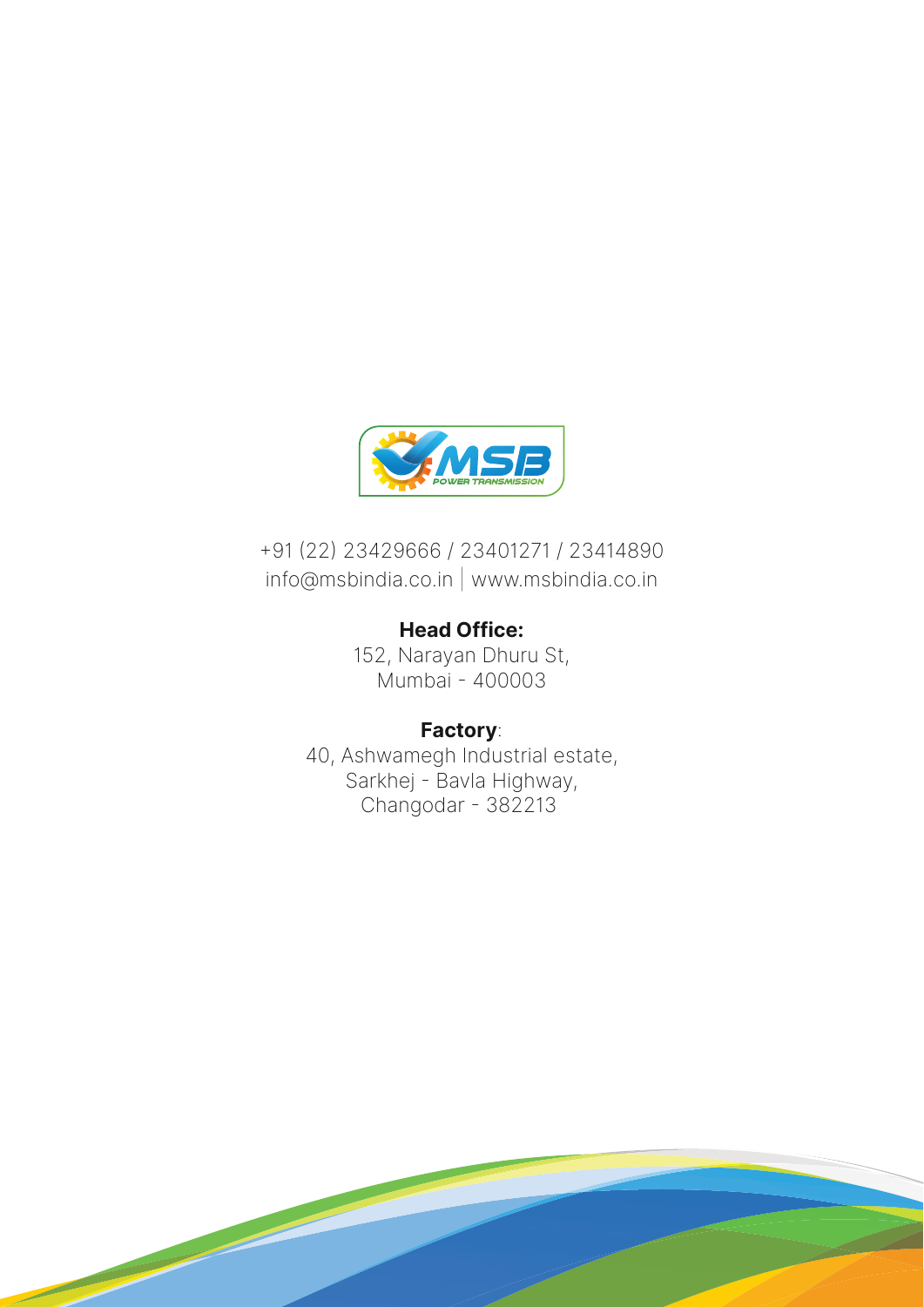MSB

POWER TRANSMISSION

+91 (22) 23429666 / 23401271 / 23414890

info@msbindia.co.in | www.msbindia.co.in

**Head Office:**

152, Narayan Dhuru St,
Mumbai - 400003

**Factory**:

40, Ashwamegh Industrial estate,
Sarkhej - Bavla Highway,
Changodar - 382213